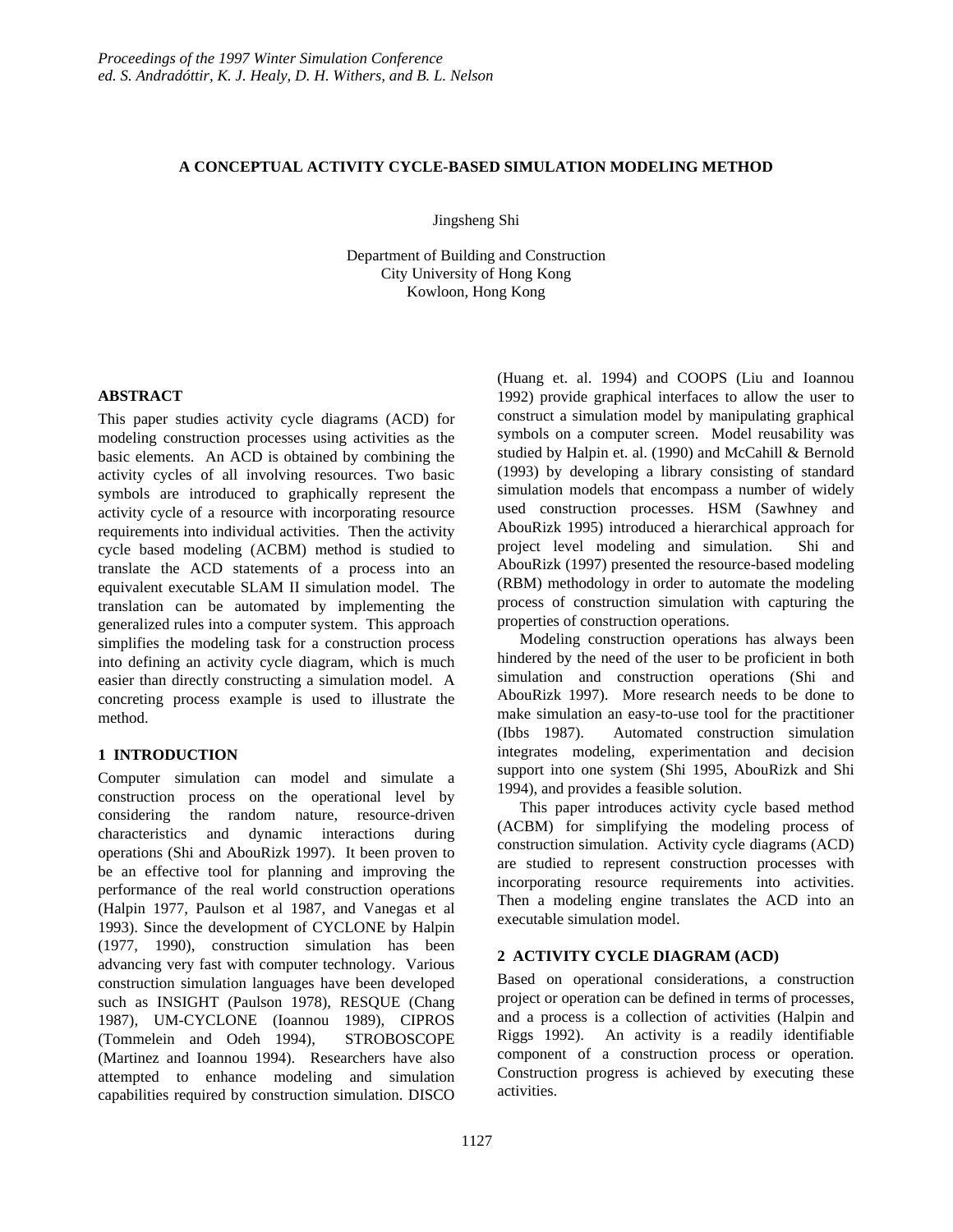*Proceedings of the 1997 Winter Simulation Conference*
*ed. S. Andradóttir, K. J. Healy, D. H. Withers, and B. L. Nelson*

# A CONCEPTUAL ACTIVITY CYCLE-BASED SIMULATION MODELING METHOD

Jingsheng Shi

Department of Building and Construction
City University of Hong Kong
Kowloon, Hong Kong

## ABSTRACT

This paper studies activity cycle diagrams (ACD) for modeling construction processes using activities as the basic elements. An ACD is obtained by combining the activity cycles of all involving resources. Two basic symbols are introduced to graphically represent the activity cycle of a resource with incorporating resource requirements into individual activities. Then the activity cycle based modeling (ACBM) method is studied to translate the ACD statements of a process into an equivalent executable SLAM II simulation model. The translation can be automated by implementing the generalized rules into a computer system. This approach simplifies the modeling task for a construction process into defining an activity cycle diagram, which is much easier than directly constructing a simulation model. A concreting process example is used to illustrate the method.

## 1 INTRODUCTION

Computer simulation can model and simulate a construction process on the operational level by considering the random nature, resource-driven characteristics and dynamic interactions during operations (Shi and AbouRizk 1997). It been proven to be an effective tool for planning and improving the performance of the real world construction operations (Halpin 1977, Paulson et al 1987, and Vanegas et al 1993). Since the development of CYCLONE by Halpin (1977, 1990), construction simulation has been advancing very fast with computer technology. Various construction simulation languages have been developed such as INSIGHT (Paulson 1978), RESQUE (Chang 1987), UM-CYCLONE (Ioannou 1989), CIPROS (Tommelein and Odeh 1994), STROBOSCOPE (Martinez and Ioannou 1994). Researchers have also attempted to enhance modeling and simulation capabilities required by construction simulation. DISCO (Huang et. al. 1994) and COOPS (Liu and Ioannou 1992) provide graphical interfaces to allow the user to construct a simulation model by manipulating graphical symbols on a computer screen. Model reusability was studied by Halpin et. al. (1990) and McCahill & Bernold (1993) by developing a library consisting of standard simulation models that encompass a number of widely used construction processes. HSM (Sawhney and AbouRizk 1995) introduced a hierarchical approach for project level modeling and simulation. Shi and AbouRizk (1997) presented the resource-based modeling (RBM) methodology in order to automate the modeling process of construction simulation with capturing the properties of construction operations.

Modeling construction operations has always been hindered by the need of the user to be proficient in both simulation and construction operations (Shi and AbouRizk 1997). More research needs to be done to make simulation an easy-to-use tool for the practitioner (Ibbs 1987). Automated construction simulation integrates modeling, experimentation and decision support into one system (Shi 1995, AbouRizk and Shi 1994), and provides a feasible solution.

This paper introduces activity cycle based method (ACBM) for simplifying the modeling process of construction simulation. Activity cycle diagrams (ACD) are studied to represent construction processes with incorporating resource requirements into activities. Then a modeling engine translates the ACD into an executable simulation model.

## 2 ACTIVITY CYCLE DIAGRAM (ACD)

Based on operational considerations, a construction project or operation can be defined in terms of processes, and a process is a collection of activities (Halpin and Riggs 1992). An activity is a readily identifiable component of a construction process or operation. Construction progress is achieved by executing these activities.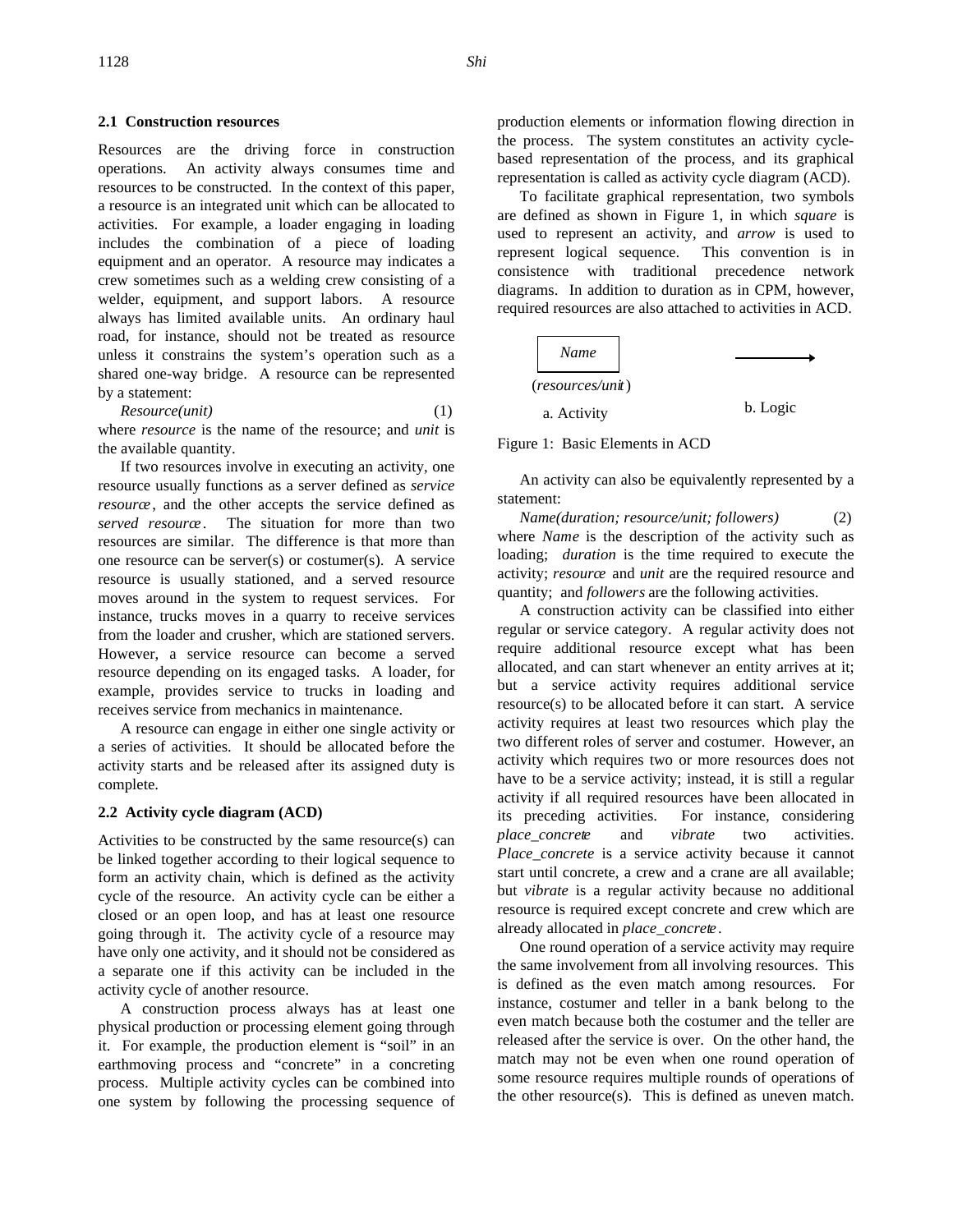### 2.1 Construction resources

Resources are the driving force in construction operations. An activity always consumes time and resources to be constructed. In the context of this paper, a resource is an integrated unit which can be allocated to activities. For example, a loader engaging in loading includes the combination of a piece of loading equipment and an operator. A resource may indicates a crew sometimes such as a welding crew consisting of a welder, equipment, and support labors. A resource always has limited available units. An ordinary haul road, for instance, should not be treated as resource unless it constrains the system's operation such as a shared one-way bridge. A resource can be represented by a statement:

*Resource(unit)* (1)

where *resource* is the name of the resource; and *unit* is the available quantity.

If two resources involve in executing an activity, one resource usually functions as a server defined as *service resource*, and the other accepts the service defined as *served resource*. The situation for more than two resources are similar. The difference is that more than one resource can be server(s) or costumer(s). A service resource is usually stationed, and a served resource moves around in the system to request services. For instance, trucks moves in a quarry to receive services from the loader and crusher, which are stationed servers. However, a service resource can become a served resource depending on its engaged tasks. A loader, for example, provides service to trucks in loading and receives service from mechanics in maintenance.

A resource can engage in either one single activity or a series of activities. It should be allocated before the activity starts and be released after its assigned duty is complete.

### 2.2 Activity cycle diagram (ACD)

Activities to be constructed by the same resource(s) can be linked together according to their logical sequence to form an activity chain, which is defined as the activity cycle of the resource. An activity cycle can be either a closed or an open loop, and has at least one resource going through it. The activity cycle of a resource may have only one activity, and it should not be considered as a separate one if this activity can be included in the activity cycle of another resource.

A construction process always has at least one physical production or processing element going through it. For example, the production element is "soil" in an earthmoving process and "concrete" in a concreting process. Multiple activity cycles can be combined into one system by following the processing sequence of production elements or information flowing direction in the process. The system constitutes an activity cycle-based representation of the process, and its graphical representation is called as activity cycle diagram (ACD).

To facilitate graphical representation, two symbols are defined as shown in Figure 1, in which *square* is used to represent an activity, and *arrow* is used to represent logical sequence. This convention is in consistence with traditional precedence network diagrams. In addition to duration as in CPM, however, required resources are also attached to activities in ACD.

*Name*

(*resources/unit*)

a. Activity

b. Logic

Figure 1: Basic Elements in ACD

An activity can also be equivalently represented by a statement:

*Name(duration; resource/unit; followers)* (2)

where *Name* is the description of the activity such as loading; *duration* is the time required to execute the activity; *resource* and *unit* are the required resource and quantity; and *followers* are the following activities.

A construction activity can be classified into either regular or service category. A regular activity does not require additional resource except what has been allocated, and can start whenever an entity arrives at it; but a service activity requires additional service resource(s) to be allocated before it can start. A service activity requires at least two resources which play the two different roles of server and costumer. However, an activity which requires two or more resources does not have to be a service activity; instead, it is still a regular activity if all required resources have been allocated in its preceding activities. For instance, considering *place_concrete* and *vibrate* two activities. *Place_concrete* is a service activity because it cannot start until concrete, a crew and a crane are all available; but *vibrate* is a regular activity because no additional resource is required except concrete and crew which are already allocated in *place_concrete*.

One round operation of a service activity may require the same involvement from all involving resources. This is defined as the even match among resources. For instance, costumer and teller in a bank belong to the even match because both the costumer and the teller are released after the service is over. On the other hand, the match may not be even when one round operation of some resource requires multiple rounds of operations of the other resource(s). This is defined as uneven match.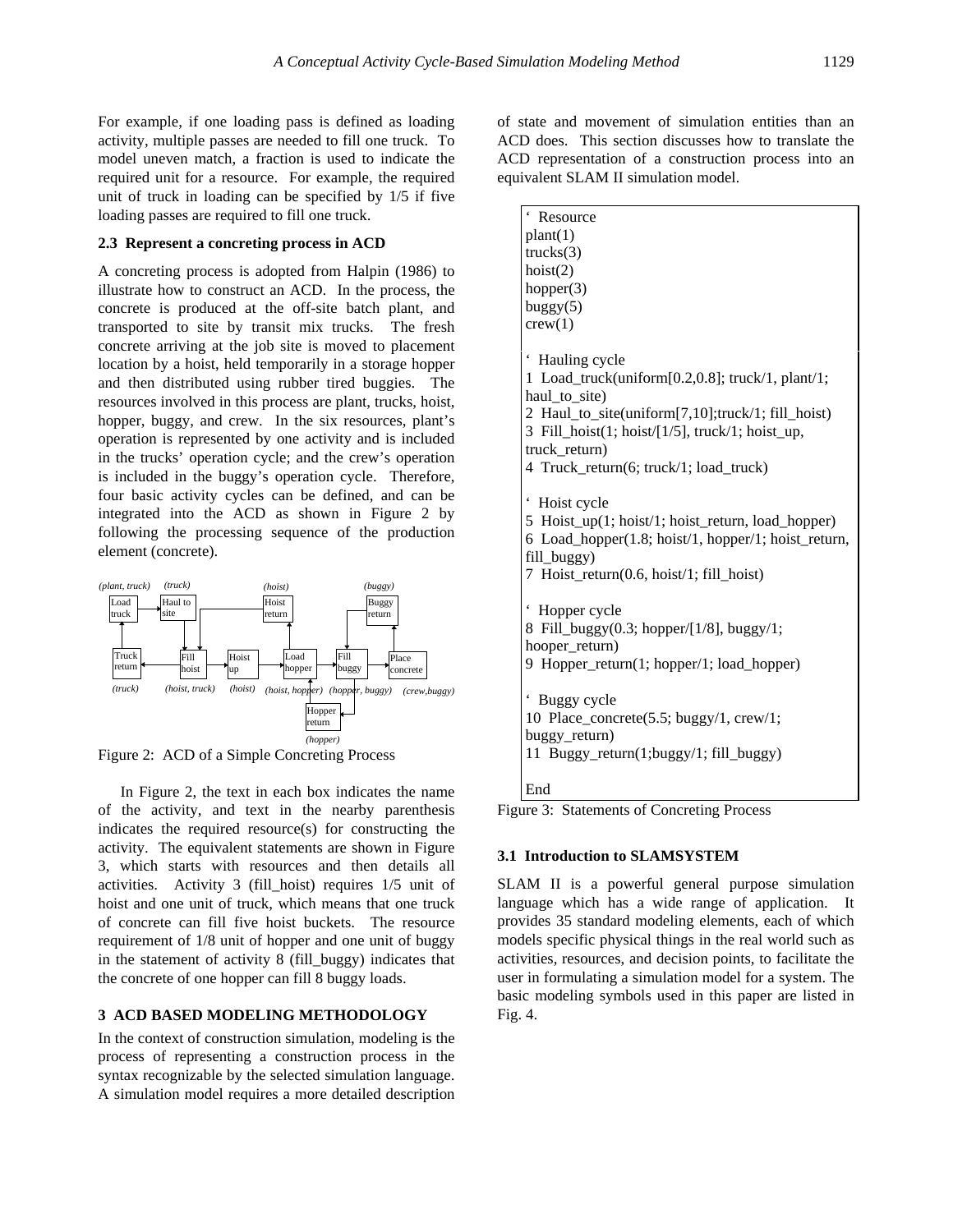For example, if one loading pass is defined as loading activity, multiple passes are needed to fill one truck. To model uneven match, a fraction is used to indicate the required unit for a resource. For example, the required unit of truck in loading can be specified by 1/5 if five loading passes are required to fill one truck.

### 2.3 Represent a concreting process in ACD

A concreting process is adopted from Halpin (1986) to illustrate how to construct an ACD. In the process, the concrete is produced at the off-site batch plant, and transported to site by transit mix trucks. The fresh concrete arriving at the job site is moved to placement location by a hoist, held temporarily in a storage hopper and then distributed using rubber tired buggies. The resources involved in this process are plant, trucks, hoist, hopper, buggy, and crew. In the six resources, plant's operation is represented by one activity and is included in the trucks' operation cycle; and the crew's operation is included in the buggy's operation cycle. Therefore, four basic activity cycles can be defined, and can be integrated into the ACD as shown in Figure 2 by following the processing sequence of the production element (concrete).

Figure 2: ACD of a Simple Concreting Process

In Figure 2, the text in each box indicates the name of the activity, and text in the nearby parenthesis indicates the required resource(s) for constructing the activity. The equivalent statements are shown in Figure 3, which starts with resources and then details all activities. Activity 3 (fill_hoist) requires 1/5 unit of hoist and one unit of truck, which means that one truck of concrete can fill five hoist buckets. The resource requirement of 1/8 unit of hopper and one unit of buggy in the statement of activity 8 (fill_buggy) indicates that the concrete of one hopper can fill 8 buggy loads.

## 3 ACD BASED MODELING METHODOLOGY

In the context of construction simulation, modeling is the process of representing a construction process in the syntax recognizable by the selected simulation language. A simulation model requires a more detailed description of state and movement of simulation entities than an ACD does. This section discusses how to translate the ACD representation of a construction process into an equivalent SLAM II simulation model.

```
‘ Resource
plant(1)
trucks(3)
hoist(2)
hopper(3)
buggy(5)
crew(1)

‘ Hauling cycle
1 Load_truck(uniform[0.2,0.8]; truck/1, plant/1; haul_to_site)
2 Haul_to_site(uniform[7,10];truck/1; fill_hoist)
3 Fill_hoist(1; hoist/[1/5], truck/1; hoist_up, truck_return)
4 Truck_return(6; truck/1; load_truck)

‘ Hoist cycle
5 Hoist_up(1; hoist/1; hoist_return, load_hopper)
6 Load_hopper(1.8; hoist/1, hopper/1; hoist_return, fill_buggy)
7 Hoist_return(0.6, hoist/1; fill_hoist)

‘ Hopper cycle
8 Fill_buggy(0.3; hopper/[1/8], buggy/1; hooper_return)
9 Hopper_return(1; hopper/1; load_hopper)

‘ Buggy cycle
10 Place_concrete(5.5; buggy/1, crew/1; buggy_return)
11 Buggy_return(1;buggy/1; fill_buggy)

End
```

Figure 3: Statements of Concreting Process

### 3.1 Introduction to SLAMSYSTEM

SLAM II is a powerful general purpose simulation language which has a wide range of application. It provides 35 standard modeling elements, each of which models specific physical things in the real world such as activities, resources, and decision points, to facilitate the user in formulating a simulation model for a system. The basic modeling symbols used in this paper are listed in Fig. 4.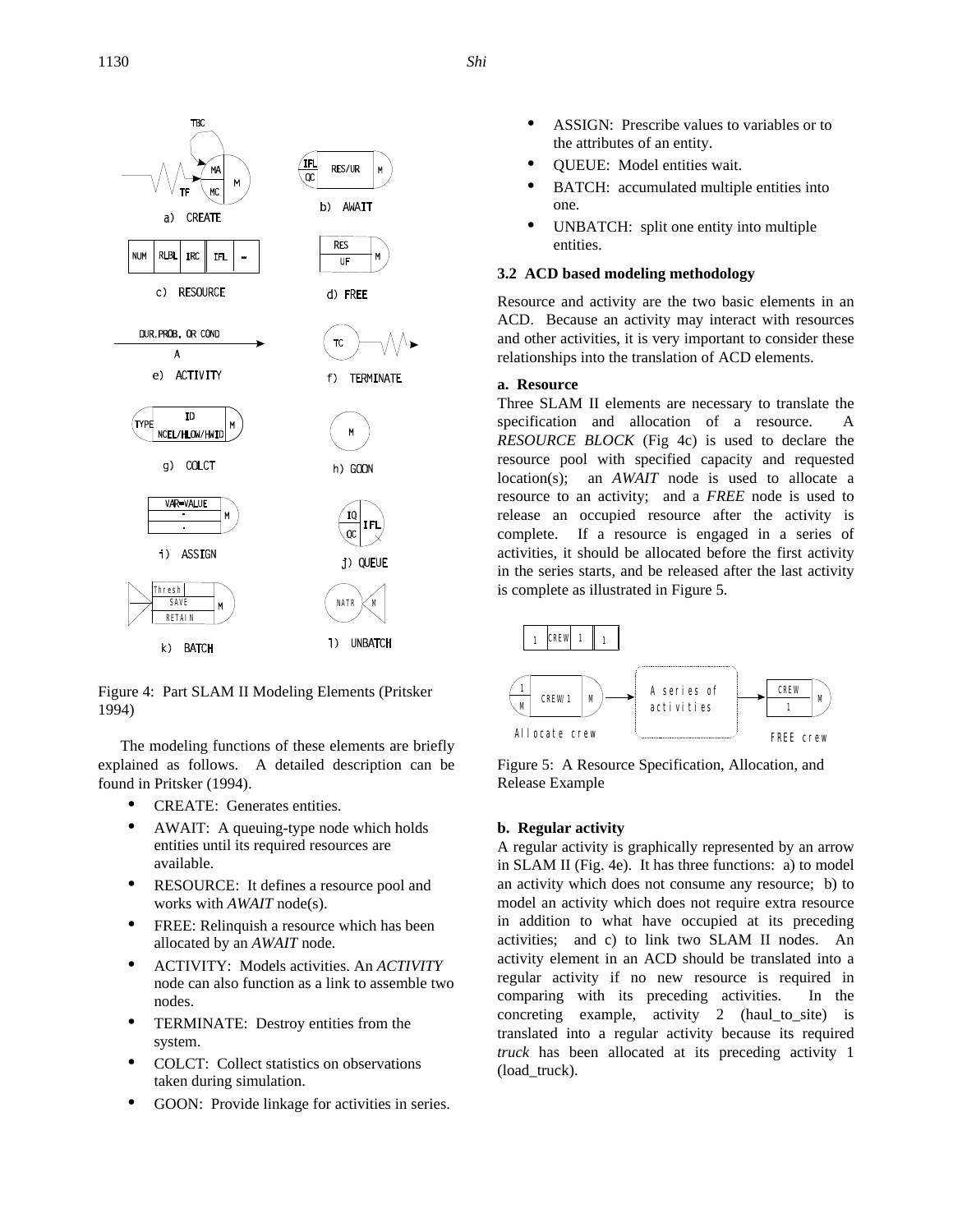Figure 4: Part SLAM II Modeling Elements (Pritsker 1994)

The modeling functions of these elements are briefly explained as follows. A detailed description can be found in Pritsker (1994).

- CREATE: Generates entities.
- AWAIT: A queuing-type node which holds entities until its required resources are available.
- RESOURCE: It defines a resource pool and works with *AWAIT* node(s).
- FREE: Relinquish a resource which has been allocated by an *AWAIT* node.
- ACTIVITY: Models activities. An *ACTIVITY* node can also function as a link to assemble two nodes.
- TERMINATE: Destroy entities from the system.
- COLCT: Collect statistics on observations taken during simulation.
- GOON: Provide linkage for activities in series.
- ASSIGN: Prescribe values to variables or to the attributes of an entity.
- QUEUE: Model entities wait.
- BATCH: accumulated multiple entities into one.
- UNBATCH: split one entity into multiple entities.

### 3.2 ACD based modeling methodology

Resource and activity are the two basic elements in an ACD. Because an activity may interact with resources and other activities, it is very important to consider these relationships into the translation of ACD elements.

**a. Resource**

Three SLAM II elements are necessary to translate the specification and allocation of a resource. A *RESOURCE BLOCK* (Fig 4c) is used to declare the resource pool with specified capacity and requested location(s); an *AWAIT* node is used to allocate a resource to an activity; and a *FREE* node is used to release an occupied resource after the activity is complete. If a resource is engaged in a series of activities, it should be allocated before the first activity in the series starts, and be released after the last activity is complete as illustrated in Figure 5.

Figure 5: A Resource Specification, Allocation, and Release Example

**b. Regular activity**

A regular activity is graphically represented by an arrow in SLAM II (Fig. 4e). It has three functions: a) to model an activity which does not consume any resource; b) to model an activity which does not require extra resource in addition to what have occupied at its preceding activities; and c) to link two SLAM II nodes. An activity element in an ACD should be translated into a regular activity if no new resource is required in comparing with its preceding activities. In the concreting example, activity 2 (haul_to_site) is translated into a regular activity because its required *truck* has been allocated at its preceding activity 1 (load_truck).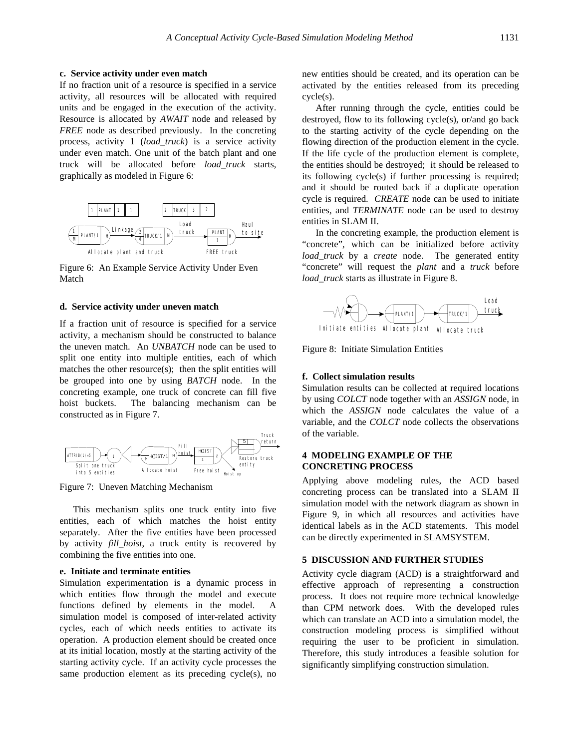**c. Service activity under even match**

If no fraction unit of a resource is specified in a service activity, all resources will be allocated with required units and be engaged in the execution of the activity. Resource is allocated by *AWAIT* node and released by *FREE* node as described previously. In the concreting process, activity 1 (*load_truck*) is a service activity under even match. One unit of the batch plant and one truck will be allocated before *load_truck* starts, graphically as modeled in Figure 6:

Figure 6: An Example Service Activity Under Even Match

**d. Service activity under uneven match**

If a fraction unit of resource is specified for a service activity, a mechanism should be constructed to balance the uneven match. An *UNBATCH* node can be used to split one entity into multiple entities, each of which matches the other resource(s); then the split entities will be grouped into one by using *BATCH* node. In the concreting example, one truck of concrete can fill five hoist buckets. The balancing mechanism can be constructed as in Figure 7.

Figure 7: Uneven Matching Mechanism

This mechanism splits one truck entity into five entities, each of which matches the hoist entity separately. After the five entities have been processed by activity *fill_hoist*, a truck entity is recovered by combining the five entities into one.

**e. Initiate and terminate entities**

Simulation experimentation is a dynamic process in which entities flow through the model and execute functions defined by elements in the model. A simulation model is composed of inter-related activity cycles, each of which needs entities to activate its operation. A production element should be created once at its initial location, mostly at the starting activity of the starting activity cycle. If an activity cycle processes the same production element as its preceding cycle(s), no new entities should be created, and its operation can be activated by the entities released from its preceding cycle(s).

After running through the cycle, entities could be destroyed, flow to its following cycle(s), or/and go back to the starting activity of the cycle depending on the flowing direction of the production element in the cycle. If the life cycle of the production element is complete, the entities should be destroyed; it should be released to its following cycle(s) if further processing is required; and it should be routed back if a duplicate operation cycle is required. *CREATE* node can be used to initiate entities, and *TERMINATE* node can be used to destroy entities in SLAM II.

In the concreting example, the production element is "concrete", which can be initialized before activity *load_truck* by a *create* node. The generated entity "concrete" will request the *plant* and a *truck* before *load_truck* starts as illustrate in Figure 8.

Figure 8: Initiate Simulation Entities

**f. Collect simulation results**

Simulation results can be collected at required locations by using *COLCT* node together with an *ASSIGN* node, in which the *ASSIGN* node calculates the value of a variable, and the *COLCT* node collects the observations of the variable.

## 4 MODELING EXAMPLE OF THE CONCRETING PROCESS

Applying above modeling rules, the ACD based concreting process can be translated into a SLAM II simulation model with the network diagram as shown in Figure 9, in which all resources and activities have identical labels as in the ACD statements. This model can be directly experimented in SLAMSYSTEM.

## 5 DISCUSSION AND FURTHER STUDIES

Activity cycle diagram (ACD) is a straightforward and effective approach of representing a construction process. It does not require more technical knowledge than CPM network does. With the developed rules which can translate an ACD into a simulation model, the construction modeling process is simplified without requiring the user to be proficient in simulation. Therefore, this study introduces a feasible solution for significantly simplifying construction simulation.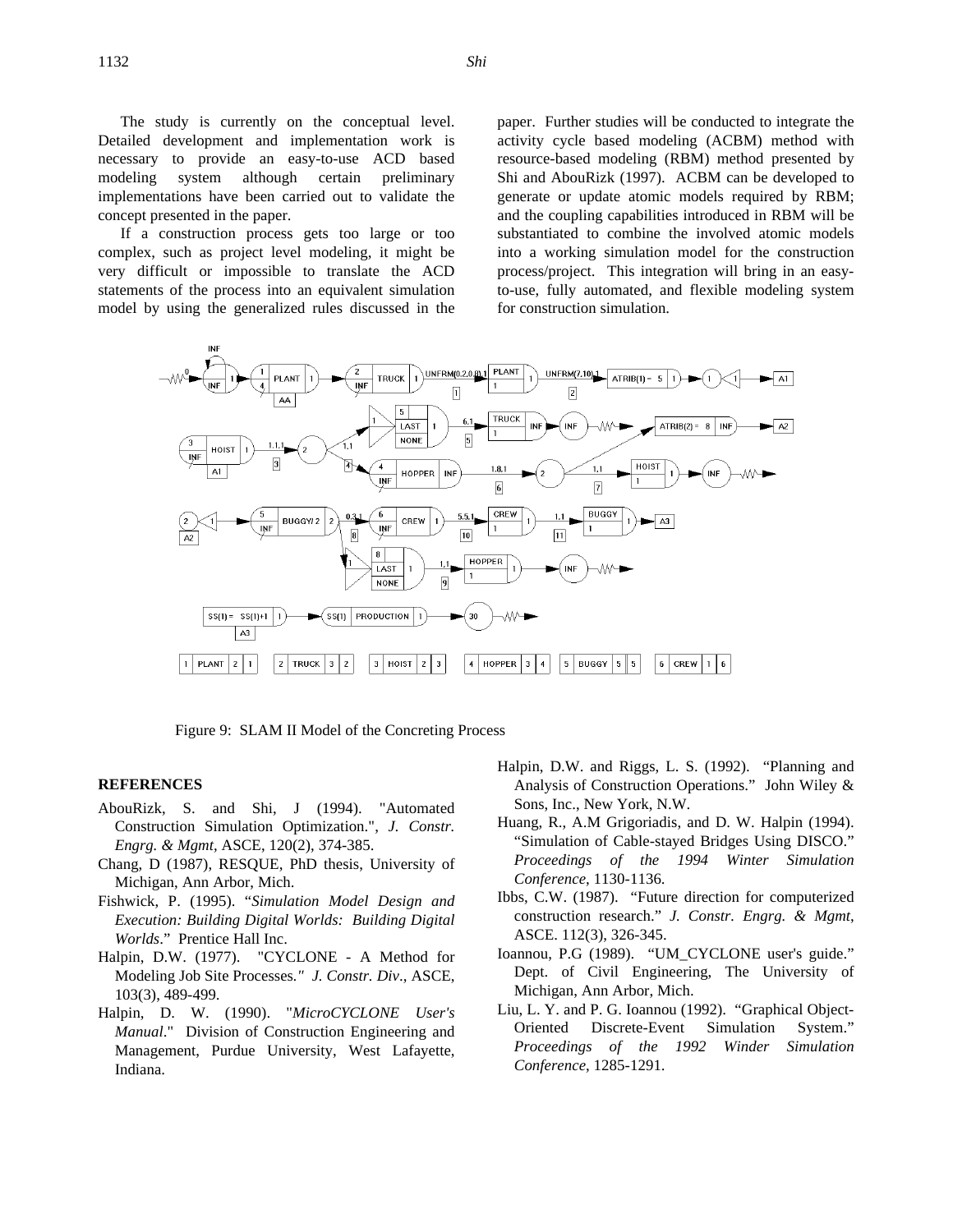The study is currently on the conceptual level. Detailed development and implementation work is necessary to provide an easy-to-use ACD based modeling system although certain preliminary implementations have been carried out to validate the concept presented in the paper.

If a construction process gets too large or too complex, such as project level modeling, it might be very difficult or impossible to translate the ACD statements of the process into an equivalent simulation model by using the generalized rules discussed in the paper. Further studies will be conducted to integrate the activity cycle based modeling (ACBM) method with resource-based modeling (RBM) method presented by Shi and AbouRizk (1997). ACBM can be developed to generate or update atomic models required by RBM; and the coupling capabilities introduced in RBM will be substantiated to combine the involved atomic models into a working simulation model for the construction process/project. This integration will bring in an easy-to-use, fully automated, and flexible modeling system for construction simulation.

Figure 9: SLAM II Model of the Concreting Process

## REFERENCES

AbouRizk, S. and Shi, J (1994). "Automated Construction Simulation Optimization.", *J. Constr. Engrg. & Mgmt*, ASCE, 120(2), 374-385.

Chang, D (1987), RESQUE, PhD thesis, University of Michigan, Ann Arbor, Mich.

Fishwick, P. (1995). "*Simulation Model Design and Execution: Building Digital Worlds: Building Digital Worlds*." Prentice Hall Inc.

Halpin, D.W. (1977). "CYCLONE - A Method for Modeling Job Site Processes." *J. Constr. Div*., ASCE, 103(3), 489-499.

Halpin, D. W. (1990). "*MicroCYCLONE User's Manual*." Division of Construction Engineering and Management, Purdue University, West Lafayette, Indiana.

Halpin, D.W. and Riggs, L. S. (1992). "Planning and Analysis of Construction Operations." John Wiley & Sons, Inc., New York, N.W.

Huang, R., A.M Grigoriadis, and D. W. Halpin (1994). "Simulation of Cable-stayed Bridges Using DISCO." *Proceedings of the 1994 Winter Simulation Conference*, 1130-1136.

Ibbs, C.W. (1987). "Future direction for computerized construction research." *J. Constr. Engrg. & Mgmt*, ASCE. 112(3), 326-345.

Ioannou, P.G (1989). "UM_CYCLONE user's guide." Dept. of Civil Engineering, The University of Michigan, Ann Arbor, Mich.

Liu, L. Y. and P. G. Ioannou (1992). "Graphical Object-Oriented Discrete-Event Simulation System." *Proceedings of the 1992 Winder Simulation Conference*, 1285-1291.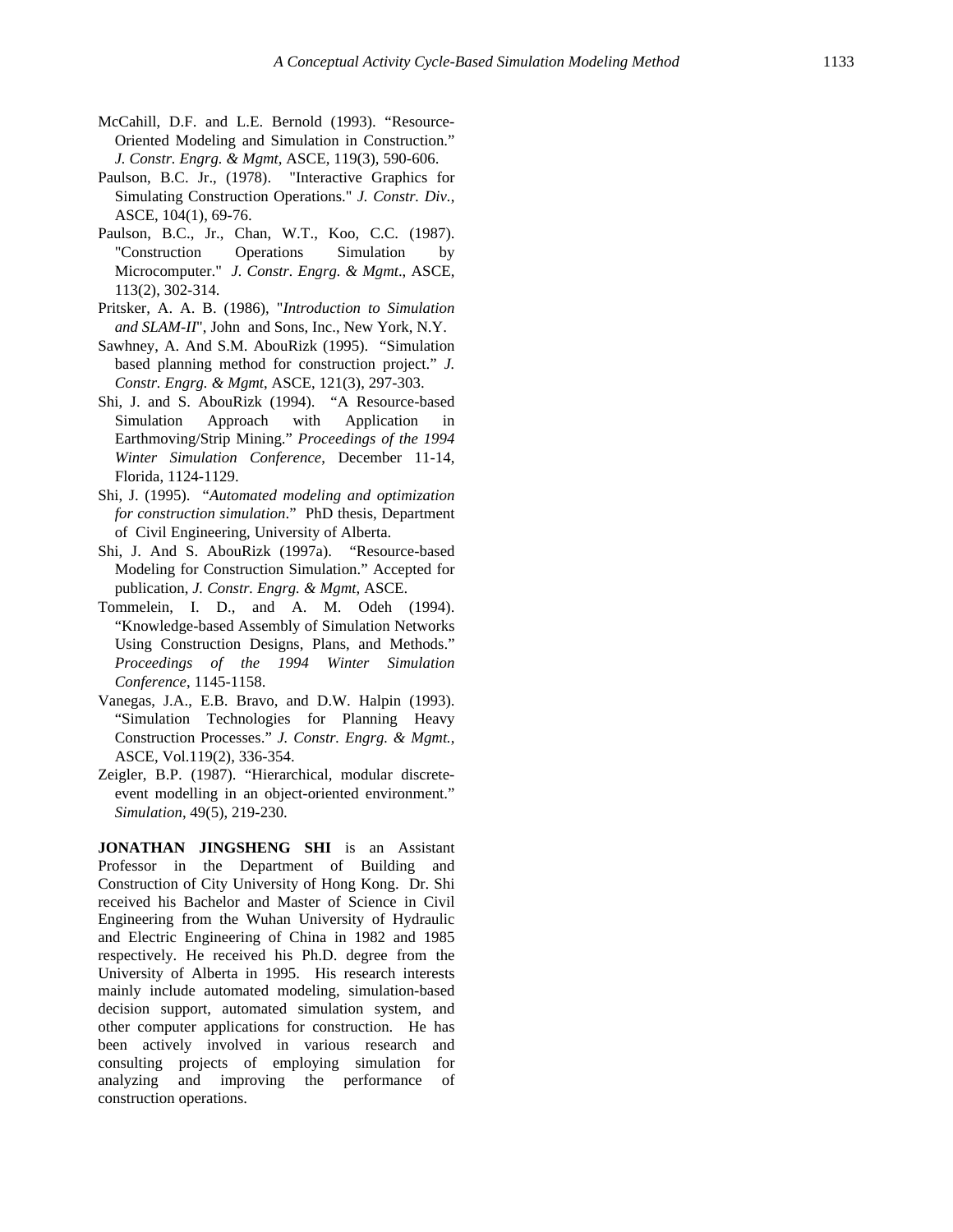McCahill, D.F. and L.E. Bernold (1993). "Resource-Oriented Modeling and Simulation in Construction." *J. Constr. Engrg. & Mgmt*, ASCE, 119(3), 590-606.

Paulson, B.C. Jr., (1978). "Interactive Graphics for Simulating Construction Operations." *J. Constr. Div.*, ASCE, 104(1), 69-76.

Paulson, B.C., Jr., Chan, W.T., Koo, C.C. (1987). "Construction Operations Simulation by Microcomputer." *J. Constr. Engrg. & Mgmt.*, ASCE, 113(2), 302-314.

Pritsker, A. A. B. (1986), "*Introduction to Simulation and SLAM-II*", John and Sons, Inc., New York, N.Y.

Sawhney, A. And S.M. AbouRizk (1995). "Simulation based planning method for construction project." *J. Constr. Engrg. & Mgmt*, ASCE, 121(3), 297-303.

Shi, J. and S. AbouRizk (1994). "A Resource-based Simulation Approach with Application in Earthmoving/Strip Mining." *Proceedings of the 1994 Winter Simulation Conference*, December 11-14, Florida, 1124-1129.

Shi, J. (1995). "*Automated modeling and optimization for construction simulation*." PhD thesis, Department of Civil Engineering, University of Alberta.

Shi, J. And S. AbouRizk (1997a). "Resource-based Modeling for Construction Simulation." Accepted for publication, *J. Constr. Engrg. & Mgmt*, ASCE.

Tommelein, I. D., and A. M. Odeh (1994). "Knowledge-based Assembly of Simulation Networks Using Construction Designs, Plans, and Methods." *Proceedings of the 1994 Winter Simulation Conference*, 1145-1158.

Vanegas, J.A., E.B. Bravo, and D.W. Halpin (1993). "Simulation Technologies for Planning Heavy Construction Processes." *J. Constr. Engrg. & Mgmt.*, ASCE, Vol.119(2), 336-354.

Zeigler, B.P. (1987). "Hierarchical, modular discrete-event modelling in an object-oriented environment." *Simulation*, 49(5), 219-230.

**JONATHAN JINGSHENG SHI** is an Assistant Professor in the Department of Building and Construction of City University of Hong Kong. Dr. Shi received his Bachelor and Master of Science in Civil Engineering from the Wuhan University of Hydraulic and Electric Engineering of China in 1982 and 1985 respectively. He received his Ph.D. degree from the University of Alberta in 1995. His research interests mainly include automated modeling, simulation-based decision support, automated simulation system, and other computer applications for construction. He has been actively involved in various research and consulting projects of employing simulation for analyzing and improving the performance of construction operations.